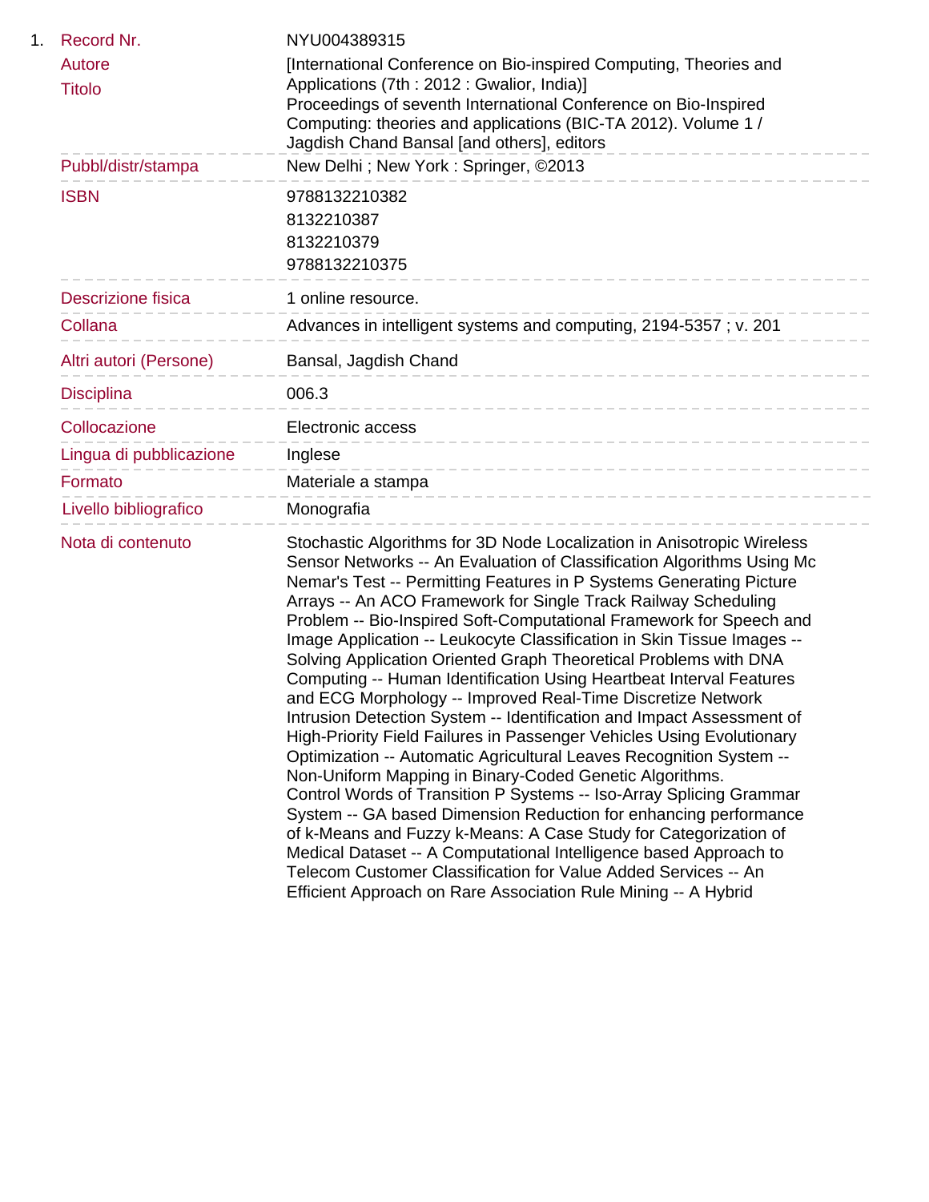1. 

| | |
|---|---|
| Record Nr. | NYU004389315 |
| Autore | [International Conference on Bio-inspired Computing, Theories and Applications (7th : 2012 : Gwalior, India)] |
| Titolo | Proceedings of seventh International Conference on Bio-Inspired Computing: theories and applications (BIC-TA 2012). Volume 1 / Jagdish Chand Bansal [and others], editors |
| Pubbl/distr/stampa | New Delhi ; New York : Springer, ©2013 |
| ISBN | 9788132210382<br>8132210387<br>8132210379<br>9788132210375 |
| Descrizione fisica | 1 online resource. |
| Collana | Advances in intelligent systems and computing, 2194-5357 ; v. 201 |
| Altri autori (Persone) | Bansal, Jagdish Chand |
| Disciplina | 006.3 |
| Collocazione | Electronic access |
| Lingua di pubblicazione | Inglese |
| Formato | Materiale a stampa |
| Livello bibliografico | Monografia |
| Nota di contenuto | Stochastic Algorithms for 3D Node Localization in Anisotropic Wireless Sensor Networks -- An Evaluation of Classification Algorithms Using Mc Nemar's Test -- Permitting Features in P Systems Generating Picture Arrays -- An ACO Framework for Single Track Railway Scheduling Problem -- Bio-Inspired Soft-Computational Framework for Speech and Image Application -- Leukocyte Classification in Skin Tissue Images -- Solving Application Oriented Graph Theoretical Problems with DNA Computing -- Human Identification Using Heartbeat Interval Features and ECG Morphology -- Improved Real-Time Discretize Network Intrusion Detection System -- Identification and Impact Assessment of High-Priority Field Failures in Passenger Vehicles Using Evolutionary Optimization -- Automatic Agricultural Leaves Recognition System -- Non-Uniform Mapping in Binary-Coded Genetic Algorithms.<br>Control Words of Transition P Systems -- Iso-Array Splicing Grammar System -- GA based Dimension Reduction for enhancing performance of k-Means and Fuzzy k-Means: A Case Study for Categorization of Medical Dataset -- A Computational Intelligence based Approach to Telecom Customer Classification for Value Added Services -- An Efficient Approach on Rare Association Rule Mining -- A Hybrid |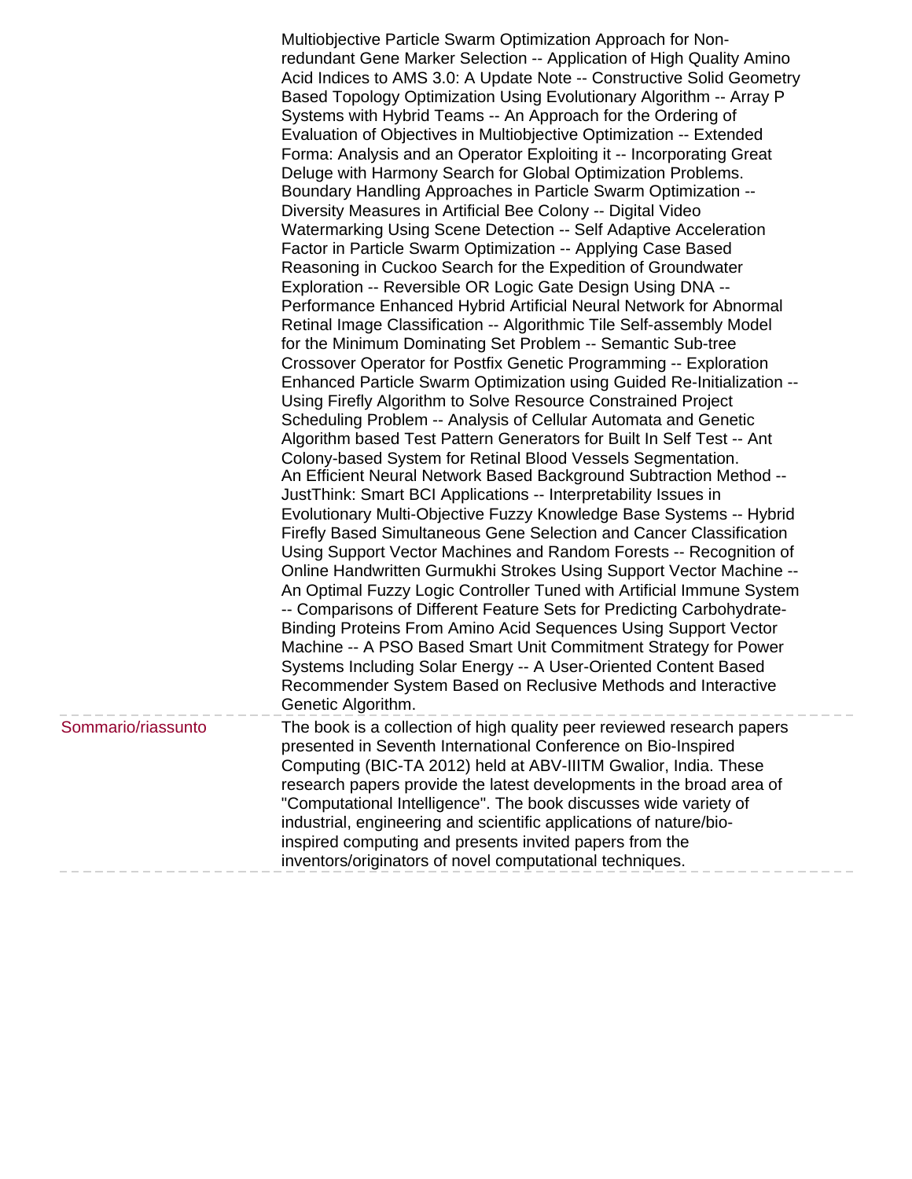Multiobjective Particle Swarm Optimization Approach for Non-redundant Gene Marker Selection -- Application of High Quality Amino Acid Indices to AMS 3.0: A Update Note -- Constructive Solid Geometry Based Topology Optimization Using Evolutionary Algorithm -- Array P Systems with Hybrid Teams -- An Approach for the Ordering of Evaluation of Objectives in Multiobjective Optimization -- Extended Forma: Analysis and an Operator Exploiting it -- Incorporating Great Deluge with Harmony Search for Global Optimization Problems.
Boundary Handling Approaches in Particle Swarm Optimization -- Diversity Measures in Artificial Bee Colony -- Digital Video Watermarking Using Scene Detection -- Self Adaptive Acceleration Factor in Particle Swarm Optimization -- Applying Case Based Reasoning in Cuckoo Search for the Expedition of Groundwater Exploration -- Reversible OR Logic Gate Design Using DNA -- Performance Enhanced Hybrid Artificial Neural Network for Abnormal Retinal Image Classification -- Algorithmic Tile Self-assembly Model for the Minimum Dominating Set Problem -- Semantic Sub-tree Crossover Operator for Postfix Genetic Programming -- Exploration Enhanced Particle Swarm Optimization using Guided Re-Initialization -- Using Firefly Algorithm to Solve Resource Constrained Project Scheduling Problem -- Analysis of Cellular Automata and Genetic Algorithm based Test Pattern Generators for Built In Self Test -- Ant Colony-based System for Retinal Blood Vessels Segmentation.
An Efficient Neural Network Based Background Subtraction Method -- JustThink: Smart BCI Applications -- Interpretability Issues in Evolutionary Multi-Objective Fuzzy Knowledge Base Systems -- Hybrid Firefly Based Simultaneous Gene Selection and Cancer Classification Using Support Vector Machines and Random Forests -- Recognition of Online Handwritten Gurmukhi Strokes Using Support Vector Machine -- An Optimal Fuzzy Logic Controller Tuned with Artificial Immune System -- Comparisons of Different Feature Sets for Predicting Carbohydrate-Binding Proteins From Amino Acid Sequences Using Support Vector Machine -- A PSO Based Smart Unit Commitment Strategy for Power Systems Including Solar Energy -- A User-Oriented Content Based Recommender System Based on Reclusive Methods and Interactive Genetic Algorithm.

**Sommario/riassunto**

The book is a collection of high quality peer reviewed research papers presented in Seventh International Conference on Bio-Inspired Computing (BIC-TA 2012) held at ABV-IIITM Gwalior, India. These research papers provide the latest developments in the broad area of "Computational Intelligence". The book discusses wide variety of industrial, engineering and scientific applications of nature/bio-inspired computing and presents invited papers from the inventors/originators of novel computational techniques.